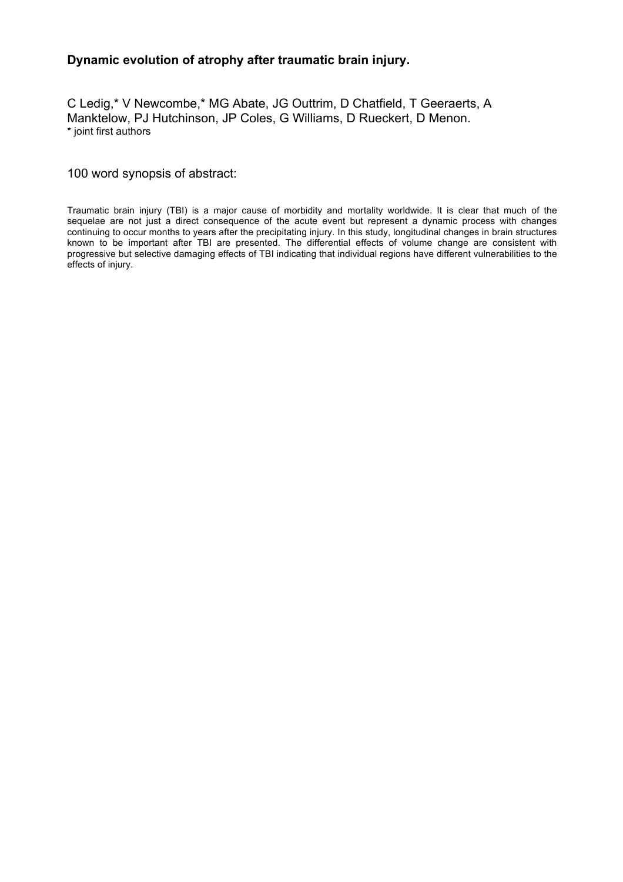## Dynamic evolution of atrophy after traumatic brain injury.

C Ledig,* V Newcombe,* MG Abate, JG Outtrim, D Chatfield, T Geeraerts, A Manktelow, PJ Hutchinson, JP Coles, G Williams, D Rueckert, D Menon.
* joint first authors

100 word synopsis of abstract:

Traumatic brain injury (TBI) is a major cause of morbidity and mortality worldwide. It is clear that much of the sequelae are not just a direct consequence of the acute event but represent a dynamic process with changes continuing to occur months to years after the precipitating injury. In this study, longitudinal changes in brain structures known to be important after TBI are presented. The differential effects of volume change are consistent with progressive but selective damaging effects of TBI indicating that individual regions have different vulnerabilities to the effects of injury.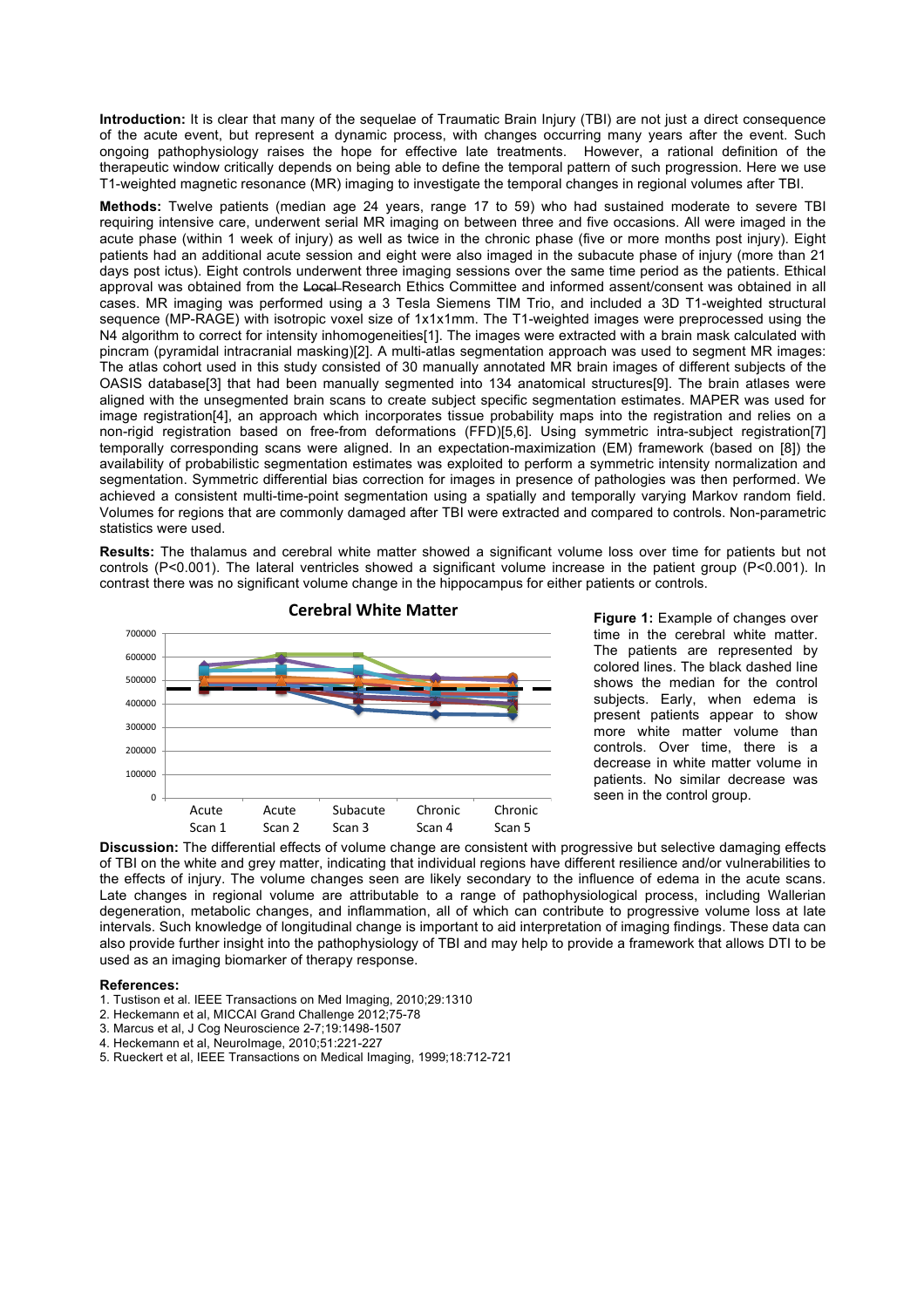**Introduction:** It is clear that many of the sequelae of Traumatic Brain Injury (TBI) are not just a direct consequence of the acute event, but represent a dynamic process, with changes occurring many years after the event. Such ongoing pathophysiology raises the hope for effective late treatments. However, a rational definition of the therapeutic window critically depends on being able to define the temporal pattern of such progression. Here we use T1-weighted magnetic resonance (MR) imaging to investigate the temporal changes in regional volumes after TBI.

**Methods:** Twelve patients (median age 24 years, range 17 to 59) who had sustained moderate to severe TBI requiring intensive care, underwent serial MR imaging on between three and five occasions. All were imaged in the acute phase (within 1 week of injury) as well as twice in the chronic phase (five or more months post injury). Eight patients had an additional acute session and eight were also imaged in the subacute phase of injury (more than 21 days post ictus). Eight controls underwent three imaging sessions over the same time period as the patients. Ethical approval was obtained from the ~~Local~~ Research Ethics Committee and informed assent/consent was obtained in all cases. MR imaging was performed using a 3 Tesla Siemens TIM Trio, and included a 3D T1-weighted structural sequence (MP-RAGE) with isotropic voxel size of 1x1x1mm. The T1-weighted images were preprocessed using the N4 algorithm to correct for intensity inhomogeneities[1]. The images were extracted with a brain mask calculated with pincram (pyramidal intracranial masking)[2]. A multi-atlas segmentation approach was used to segment MR images: The atlas cohort used in this study consisted of 30 manually annotated MR brain images of different subjects of the OASIS database[3] that had been manually segmented into 134 anatomical structures[9]. The brain atlases were aligned with the unsegmented brain scans to create subject specific segmentation estimates. MAPER was used for image registration[4], an approach which incorporates tissue probability maps into the registration and relies on a non-rigid registration based on free-from deformations (FFD)[5,6]. Using symmetric intra-subject registration[7] temporally corresponding scans were aligned. In an expectation-maximization (EM) framework (based on [8]) the availability of probabilistic segmentation estimates was exploited to perform a symmetric intensity normalization and segmentation. Symmetric differential bias correction for images in presence of pathologies was then performed. We achieved a consistent multi-time-point segmentation using a spatially and temporally varying Markov random field. Volumes for regions that are commonly damaged after TBI were extracted and compared to controls. Non-parametric statistics were used.

**Results:** The thalamus and cerebral white matter showed a significant volume loss over time for patients but not controls ($P<0.001$). The lateral ventricles showed a significant volume increase in the patient group ($P<0.001$). In contrast there was no significant volume change in the hippocampus for either patients or controls.

**Figure 1:** Example of changes over time in the cerebral white matter. The patients are represented by colored lines. The black dashed line shows the median for the control subjects. Early, when edema is present patients appear to show more white matter volume than controls. Over time, there is a decrease in white matter volume in patients. No similar decrease was seen in the control group.

**Discussion:** The differential effects of volume change are consistent with progressive but selective damaging effects of TBI on the white and grey matter, indicating that individual regions have different resilience and/or vulnerabilities to the effects of injury. The volume changes seen are likely secondary to the influence of edema in the acute scans. Late changes in regional volume are attributable to a range of pathophysiological process, including Wallerian degeneration, metabolic changes, and inflammation, all of which can contribute to progressive volume loss at late intervals. Such knowledge of longitudinal change is important to aid interpretation of imaging findings. These data can also provide further insight into the pathophysiology of TBI and may help to provide a framework that allows DTI to be used as an imaging biomarker of therapy response.

**References:**

1. Tustison et al. IEEE Transactions on Med Imaging, 2010;29:1310
2. Heckemann et al, MICCAI Grand Challenge 2012;75-78
3. Marcus et al, J Cog Neuroscience 2-7;19:1498-1507
4. Heckemann et al, NeuroImage, 2010;51:221-227
5. Rueckert et al, IEEE Transactions on Medical Imaging, 1999;18:712-721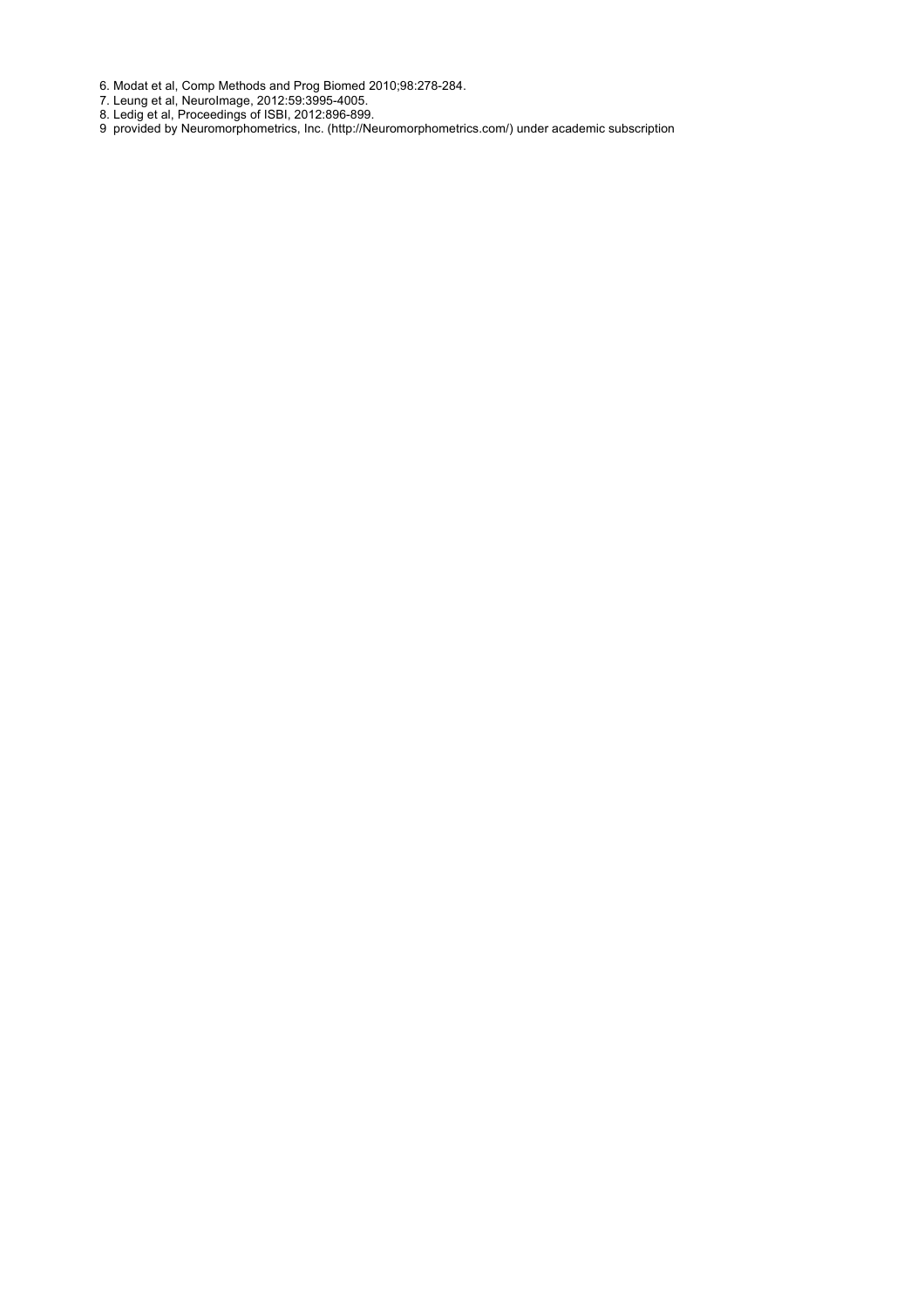6. Modat et al, Comp Methods and Prog Biomed 2010;98:278-284.
7. Leung et al, NeuroImage, 2012:59:3995-4005.
8. Ledig et al, Proceedings of ISBI, 2012:896-899.
9 provided by Neuromorphometrics, Inc. (http://Neuromorphometrics.com/) under academic subscription